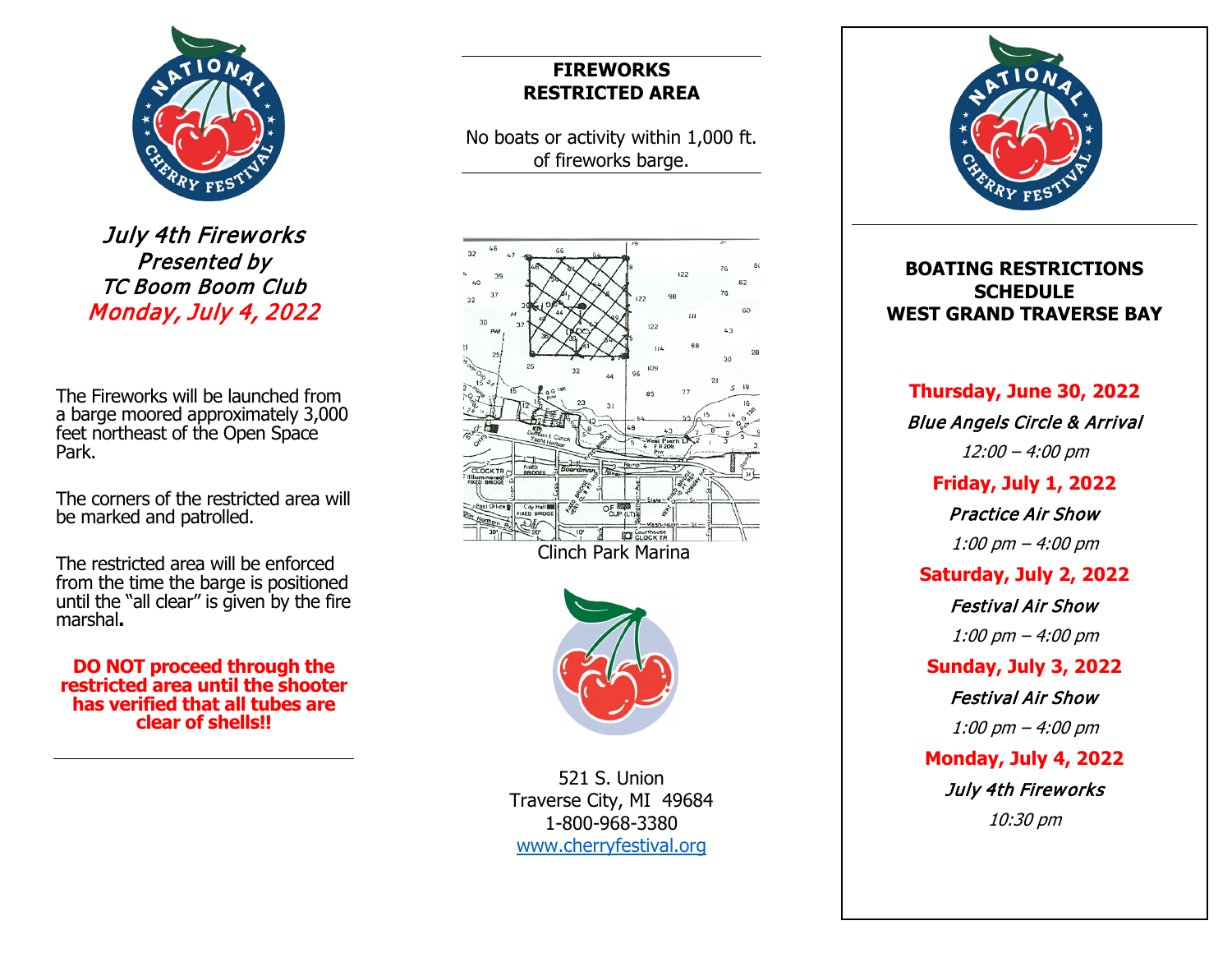*July 4th Fireworks*
*Presented by*
*TC Boom Boom Club*
*Monday, July 4, 2022*

The Fireworks will be launched from a barge moored approximately 3,000 feet northeast of the Open Space Park.

The corners of the restricted area will be marked and patrolled.

The restricted area will be enforced from the time the barge is positioned until the "all clear" is given by the fire marshal**.**

**DO NOT proceed through the restricted area until the shooter has verified that all tubes are clear of shells!!**

**FIREWORKS RESTRICTED AREA**

No boats or activity within 1,000 ft. of fireworks barge.

Clinch Park Marina

521 S. Union
Traverse City, MI 49684
1-800-968-3380
www.cherryfestival.org

**BOATING RESTRICTIONS SCHEDULE WEST GRAND TRAVERSE BAY**

**Thursday, June 30, 2022**
***Blue Angels Circle & Arrival***
*12:00 – 4:00 pm*

**Friday, July 1, 2022**
***Practice Air Show***
*1:00 pm – 4:00 pm*

**Saturday, July 2, 2022**
***Festival Air Show***
*1:00 pm – 4:00 pm*

**Sunday, July 3, 2022**
***Festival Air Show***
*1:00 pm – 4:00 pm*

**Monday, July 4, 2022**
***July 4th Fireworks***
*10:30 pm*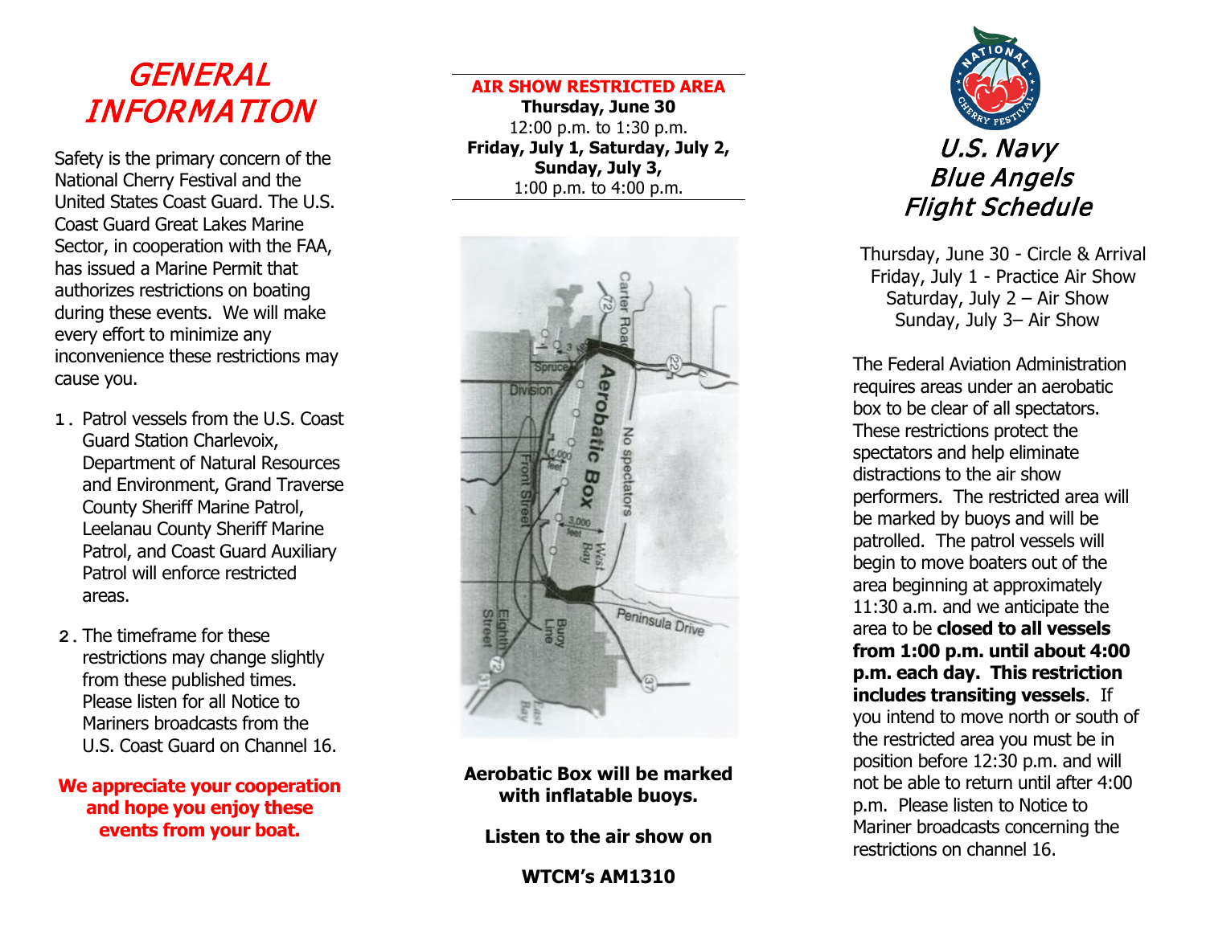# GENERAL INFORMATION

Safety is the primary concern of the National Cherry Festival and the United States Coast Guard. The U.S. Coast Guard Great Lakes Marine Sector, in cooperation with the FAA, has issued a Marine Permit that authorizes restrictions on boating during these events. We will make every effort to minimize any inconvenience these restrictions may cause you.

1. Patrol vessels from the U.S. Coast Guard Station Charlevoix, Department of Natural Resources and Environment, Grand Traverse County Sheriff Marine Patrol, Leelanau County Sheriff Marine Patrol, and Coast Guard Auxiliary Patrol will enforce restricted areas.

2. The timeframe for these restrictions may change slightly from these published times. Please listen for all Notice to Mariners broadcasts from the U.S. Coast Guard on Channel 16.

**We appreciate your cooperation and hope you enjoy these events from your boat.**

---

**AIR SHOW RESTRICTED AREA**

**Thursday, June 30**
12:00 p.m. to 1:30 p.m.
**Friday, July 1, Saturday, July 2, Sunday, July 3,**
1:00 p.m. to 4:00 p.m.

Carter Road
72
22
Spruce
Division
Aerobatic Box
No spectators
1,000 feet
3,000 feet
Front Street
West Bay
Peninsula Drive
Buoy Line
Eighth Street
72
31
37
East Bay

**Aerobatic Box will be marked with inflatable buoys.**

**Listen to the air show on**

**WTCM's AM1310**

---

NATIONAL CHERRY FESTIVAL

# *U.S. Navy Blue Angels Flight Schedule*

Thursday, June 30 - Circle & Arrival
Friday, July 1 - Practice Air Show
Saturday, July 2 – Air Show
Sunday, July 3– Air Show

The Federal Aviation Administration requires areas under an aerobatic box to be clear of all spectators. These restrictions protect the spectators and help eliminate distractions to the air show performers. The restricted area will be marked by buoys and will be patrolled. The patrol vessels will begin to move boaters out of the area beginning at approximately 11:30 a.m. and we anticipate the area to be **closed to all vessels from 1:00 p.m. until about 4:00 p.m. each day. This restriction includes transiting vessels**. If you intend to move north or south of the restricted area you must be in position before 12:30 p.m. and will not be able to return until after 4:00 p.m. Please listen to Notice to Mariner broadcasts concerning the restrictions on channel 16.